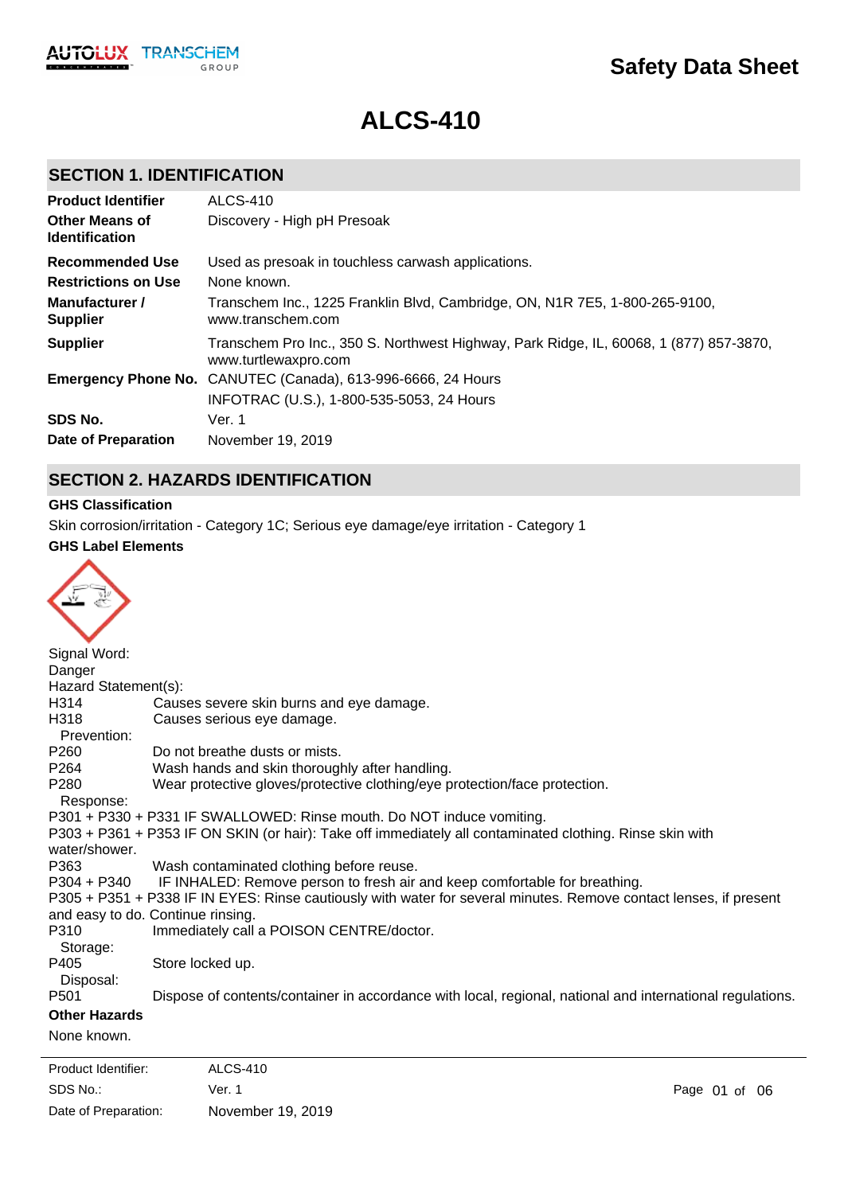# Safety Data Sheet

# ALCS-410

## SECTION 1. IDENTIFICATION

| | |
|---|---|
| **Product Identifier** | ALCS-410 |
| **Other Means of Identification** | Discovery - High pH Presoak |
| **Recommended Use** | Used as presoak in touchless carwash applications. |
| **Restrictions on Use** | None known. |
| **Manufacturer / Supplier** | Transchem Inc., 1225 Franklin Blvd, Cambridge, ON, N1R 7E5, 1-800-265-9100, www.transchem.com |
| **Supplier** | Transchem Pro Inc., 350 S. Northwest Highway, Park Ridge, IL, 60068, 1 (877) 857-3870, www.turtlewaxpro.com |
| **Emergency Phone No.** | CANUTEC (Canada), 613-996-6666, 24 Hours |
| | INFOTRAC (U.S.), 1-800-535-5053, 24 Hours |
| **SDS No.** | Ver. 1 |
| **Date of Preparation** | November 19, 2019 |

## SECTION 2. HAZARDS IDENTIFICATION

**GHS Classification**

Skin corrosion/irritation - Category 1C; Serious eye damage/eye irritation - Category 1

**GHS Label Elements**

Signal Word:
Danger

Hazard Statement(s):

H314 Causes severe skin burns and eye damage.
H318 Causes serious eye damage.

Prevention:

P260 Do not breathe dusts or mists.
P264 Wash hands and skin thoroughly after handling.
P280 Wear protective gloves/protective clothing/eye protection/face protection.

Response:

P301 + P330 + P331 IF SWALLOWED: Rinse mouth. Do NOT induce vomiting.
P303 + P361 + P353 IF ON SKIN (or hair): Take off immediately all contaminated clothing. Rinse skin with water/shower.
P363 Wash contaminated clothing before reuse.
P304 + P340 IF INHALED: Remove person to fresh air and keep comfortable for breathing.
P305 + P351 + P338 IF IN EYES: Rinse cautiously with water for several minutes. Remove contact lenses, if present and easy to do. Continue rinsing.
P310 Immediately call a POISON CENTRE/doctor.

Storage:

P405 Store locked up.

Disposal:

P501 Dispose of contents/container in accordance with local, regional, national and international regulations.

**Other Hazards**

None known.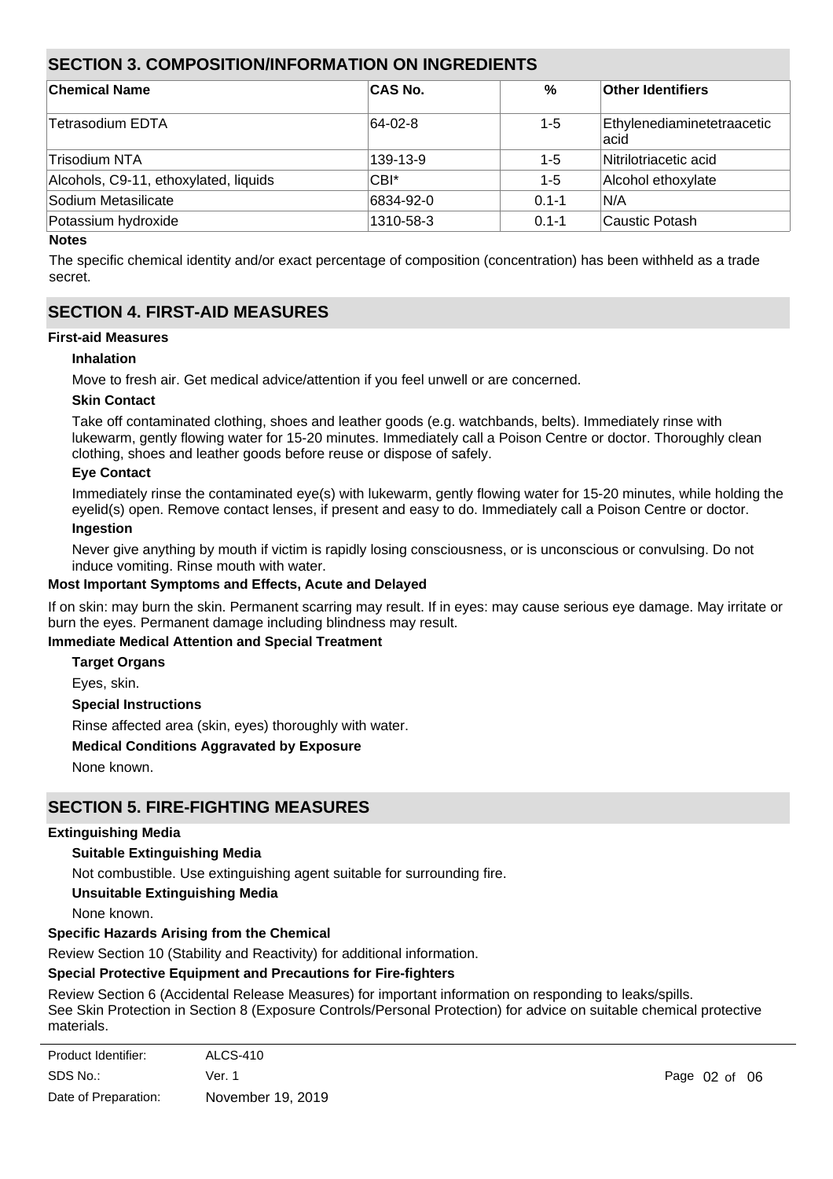## SECTION 3. COMPOSITION/INFORMATION ON INGREDIENTS

| Chemical Name | CAS No. | % | Other Identifiers |
|---|---|---|---|
| Tetrasodium EDTA | 64-02-8 | 1-5 | Ethylenediaminetetraacetic acid |
| Trisodium NTA | 139-13-9 | 1-5 | Nitrilotriacetic acid |
| Alcohols, C9-11, ethoxylated, liquids | CBI* | 1-5 | Alcohol ethoxylate |
| Sodium Metasilicate | 6834-92-0 | 0.1-1 | N/A |
| Potassium hydroxide | 1310-58-3 | 0.1-1 | Caustic Potash |

**Notes**

The specific chemical identity and/or exact percentage of composition (concentration) has been withheld as a trade secret.

## SECTION 4. FIRST-AID MEASURES

**First-aid Measures**

**Inhalation**

Move to fresh air. Get medical advice/attention if you feel unwell or are concerned.

**Skin Contact**

Take off contaminated clothing, shoes and leather goods (e.g. watchbands, belts). Immediately rinse with lukewarm, gently flowing water for 15-20 minutes. Immediately call a Poison Centre or doctor. Thoroughly clean clothing, shoes and leather goods before reuse or dispose of safely.

**Eye Contact**

Immediately rinse the contaminated eye(s) with lukewarm, gently flowing water for 15-20 minutes, while holding the eyelid(s) open. Remove contact lenses, if present and easy to do. Immediately call a Poison Centre or doctor.

**Ingestion**

Never give anything by mouth if victim is rapidly losing consciousness, or is unconscious or convulsing. Do not induce vomiting. Rinse mouth with water.

**Most Important Symptoms and Effects, Acute and Delayed**

If on skin: may burn the skin. Permanent scarring may result. If in eyes: may cause serious eye damage. May irritate or burn the eyes. Permanent damage including blindness may result.

**Immediate Medical Attention and Special Treatment**

**Target Organs**

Eyes, skin.

**Special Instructions**

Rinse affected area (skin, eyes) thoroughly with water.

**Medical Conditions Aggravated by Exposure**

None known.

## SECTION 5. FIRE-FIGHTING MEASURES

**Extinguishing Media**

**Suitable Extinguishing Media**

Not combustible. Use extinguishing agent suitable for surrounding fire.

**Unsuitable Extinguishing Media**

None known.

**Specific Hazards Arising from the Chemical**

Review Section 10 (Stability and Reactivity) for additional information.

**Special Protective Equipment and Precautions for Fire-fighters**

Review Section 6 (Accidental Release Measures) for important information on responding to leaks/spills.
See Skin Protection in Section 8 (Exposure Controls/Personal Protection) for advice on suitable chemical protective materials.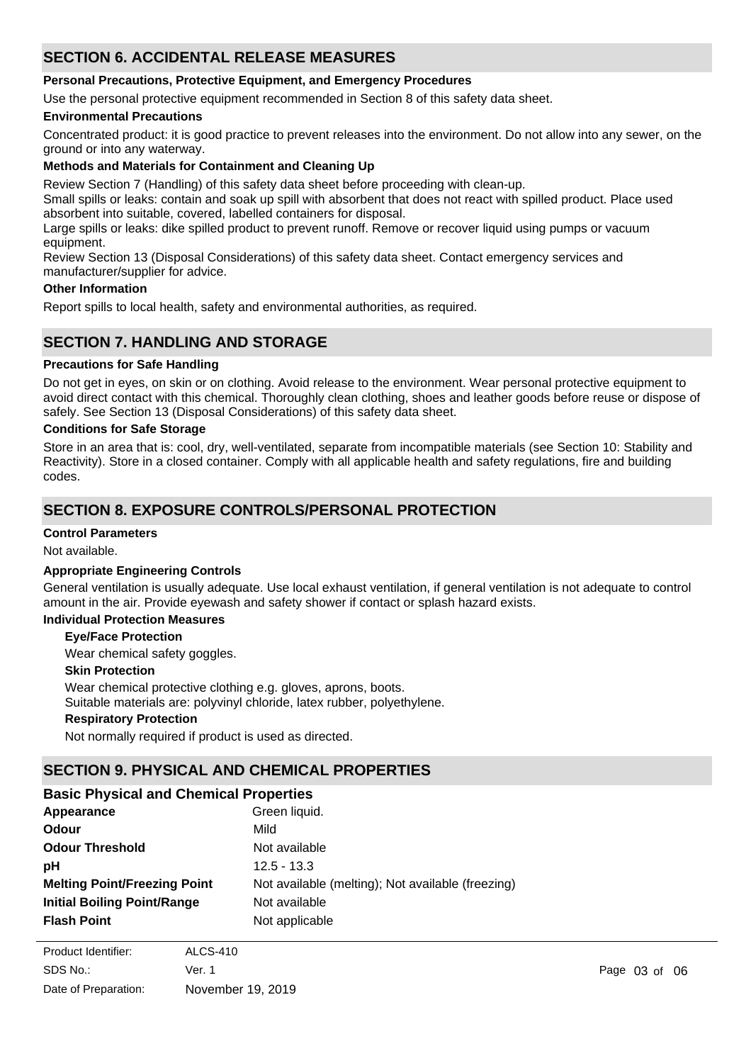## SECTION 6. ACCIDENTAL RELEASE MEASURES

**Personal Precautions, Protective Equipment, and Emergency Procedures**

Use the personal protective equipment recommended in Section 8 of this safety data sheet.

**Environmental Precautions**

Concentrated product: it is good practice to prevent releases into the environment. Do not allow into any sewer, on the ground or into any waterway.

**Methods and Materials for Containment and Cleaning Up**

Review Section 7 (Handling) of this safety data sheet before proceeding with clean-up.
Small spills or leaks: contain and soak up spill with absorbent that does not react with spilled product. Place used absorbent into suitable, covered, labelled containers for disposal.
Large spills or leaks: dike spilled product to prevent runoff. Remove or recover liquid using pumps or vacuum equipment.
Review Section 13 (Disposal Considerations) of this safety data sheet. Contact emergency services and manufacturer/supplier for advice.

**Other Information**

Report spills to local health, safety and environmental authorities, as required.

## SECTION 7. HANDLING AND STORAGE

**Precautions for Safe Handling**

Do not get in eyes, on skin or on clothing. Avoid release to the environment. Wear personal protective equipment to avoid direct contact with this chemical. Thoroughly clean clothing, shoes and leather goods before reuse or dispose of safely. See Section 13 (Disposal Considerations) of this safety data sheet.

**Conditions for Safe Storage**

Store in an area that is: cool, dry, well-ventilated, separate from incompatible materials (see Section 10: Stability and Reactivity). Store in a closed container. Comply with all applicable health and safety regulations, fire and building codes.

## SECTION 8. EXPOSURE CONTROLS/PERSONAL PROTECTION

**Control Parameters**

Not available.

**Appropriate Engineering Controls**

General ventilation is usually adequate. Use local exhaust ventilation, if general ventilation is not adequate to control amount in the air. Provide eyewash and safety shower if contact or splash hazard exists.

**Individual Protection Measures**

**Eye/Face Protection**

Wear chemical safety goggles.

**Skin Protection**

Wear chemical protective clothing e.g. gloves, aprons, boots.
Suitable materials are: polyvinyl chloride, latex rubber, polyethylene.

**Respiratory Protection**

Not normally required if product is used as directed.

## SECTION 9. PHYSICAL AND CHEMICAL PROPERTIES

### Basic Physical and Chemical Properties

| | |
|---|---|
| **Appearance** | Green liquid. |
| **Odour** | Mild |
| **Odour Threshold** | Not available |
| **pH** | 12.5 - 13.3 |
| **Melting Point/Freezing Point** | Not available (melting); Not available (freezing) |
| **Initial Boiling Point/Range** | Not available |
| **Flash Point** | Not applicable |

Product Identifier: ALCS-410
SDS No.: Ver. 1
Date of Preparation: November 19, 2019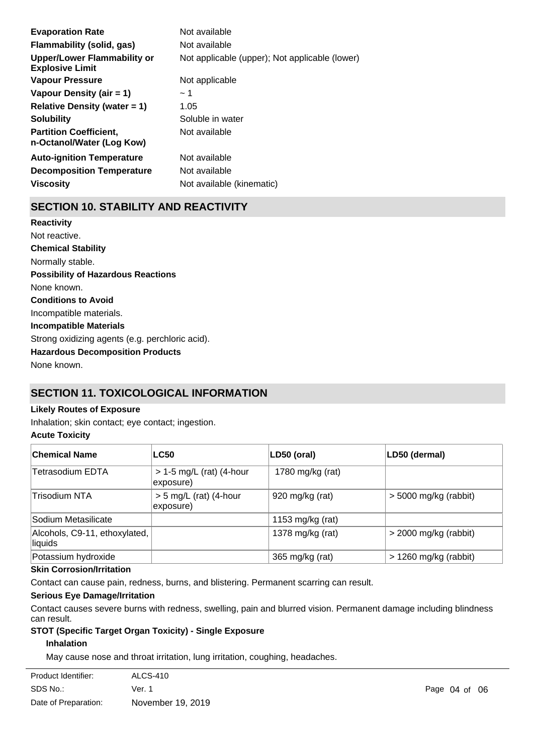| | |
|---|---|
| **Evaporation Rate** | Not available |
| **Flammability (solid, gas)** | Not available |
| **Upper/Lower Flammability or Explosive Limit** | Not applicable (upper); Not applicable (lower) |
| **Vapour Pressure** | Not applicable |
| **Vapour Density (air = 1)** | ~ 1 |
| **Relative Density (water = 1)** | 1.05 |
| **Solubility** | Soluble in water |
| **Partition Coefficient, n-Octanol/Water (Log Kow)** | Not available |
| **Auto-ignition Temperature** | Not available |
| **Decomposition Temperature** | Not available |
| **Viscosity** | Not available (kinematic) |

## SECTION 10. STABILITY AND REACTIVITY

**Reactivity**

Not reactive.

**Chemical Stability**

Normally stable.

**Possibility of Hazardous Reactions**

None known.

**Conditions to Avoid**

Incompatible materials.

**Incompatible Materials**

Strong oxidizing agents (e.g. perchloric acid).

**Hazardous Decomposition Products**

None known.

## SECTION 11. TOXICOLOGICAL INFORMATION

**Likely Routes of Exposure**

Inhalation; skin contact; eye contact; ingestion.

**Acute Toxicity**

| Chemical Name | LC50 | LD50 (oral) | LD50 (dermal) |
|---|---|---|---|
| Tetrasodium EDTA | > 1-5 mg/L (rat) (4-hour exposure) | 1780 mg/kg (rat) | |
| Trisodium NTA | > 5 mg/L (rat) (4-hour exposure) | 920 mg/kg (rat) | > 5000 mg/kg (rabbit) |
| Sodium Metasilicate | | 1153 mg/kg (rat) | |
| Alcohols, C9-11, ethoxylated, liquids | | 1378 mg/kg (rat) | > 2000 mg/kg (rabbit) |
| Potassium hydroxide | | 365 mg/kg (rat) | > 1260 mg/kg (rabbit) |

**Skin Corrosion/Irritation**

Contact can cause pain, redness, burns, and blistering. Permanent scarring can result.

**Serious Eye Damage/Irritation**

Contact causes severe burns with redness, swelling, pain and blurred vision. Permanent damage including blindness can result.

**STOT (Specific Target Organ Toxicity) - Single Exposure**

**Inhalation**

May cause nose and throat irritation, lung irritation, coughing, headaches.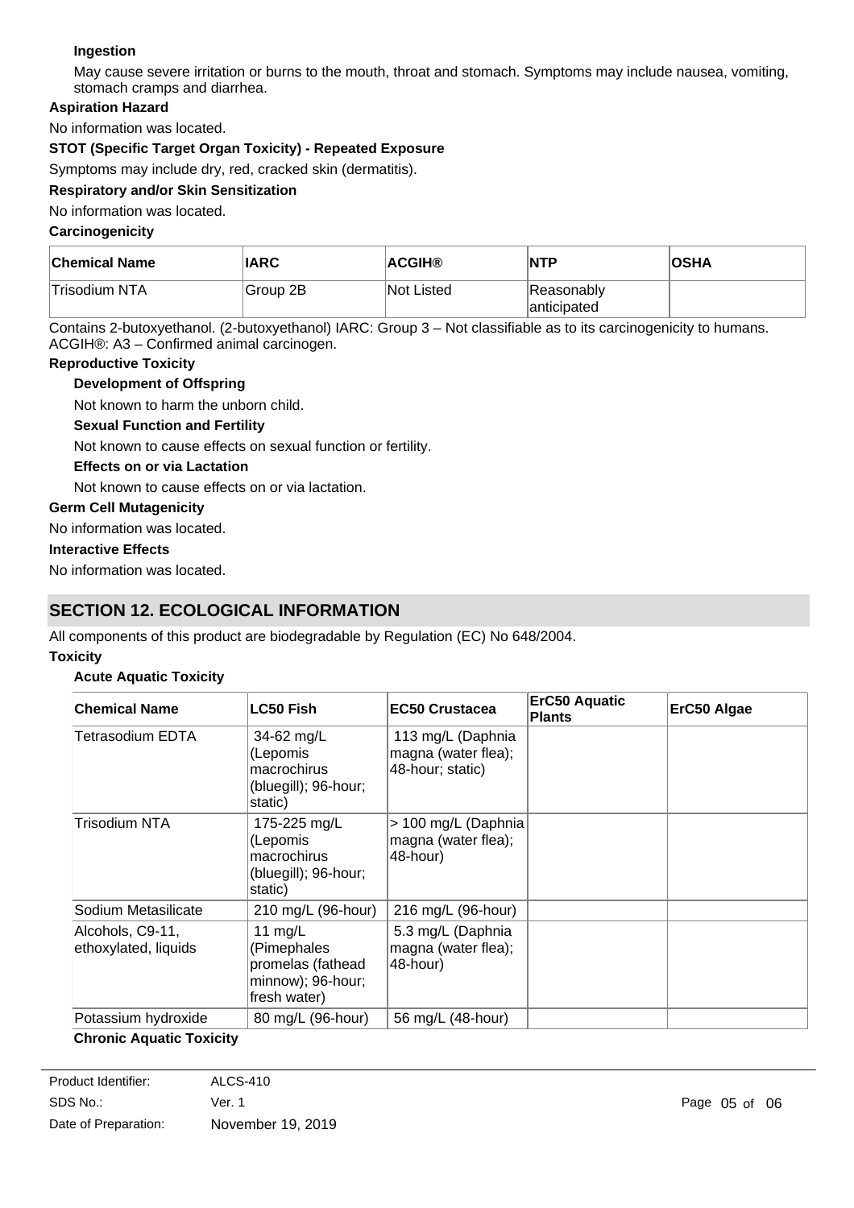**Ingestion**

May cause severe irritation or burns to the mouth, throat and stomach. Symptoms may include nausea, vomiting, stomach cramps and diarrhea.

**Aspiration Hazard**

No information was located.

**STOT (Specific Target Organ Toxicity) - Repeated Exposure**

Symptoms may include dry, red, cracked skin (dermatitis).

**Respiratory and/or Skin Sensitization**

No information was located.

**Carcinogenicity**

| Chemical Name | IARC | ACGIH® | NTP | OSHA |
|---|---|---|---|---|
| Trisodium NTA | Group 2B | Not Listed | Reasonably anticipated | |

Contains 2-butoxyethanol. (2-butoxyethanol) IARC: Group 3 – Not classifiable as to its carcinogenicity to humans. ACGIH®: A3 – Confirmed animal carcinogen.

**Reproductive Toxicity**

**Development of Offspring**

Not known to harm the unborn child.

**Sexual Function and Fertility**

Not known to cause effects on sexual function or fertility.

**Effects on or via Lactation**

Not known to cause effects on or via lactation.

**Germ Cell Mutagenicity**

No information was located.

**Interactive Effects**

No information was located.

## SECTION 12. ECOLOGICAL INFORMATION

All components of this product are biodegradable by Regulation (EC) No 648/2004.

**Toxicity**

**Acute Aquatic Toxicity**

| Chemical Name | LC50 Fish | EC50 Crustacea | ErC50 Aquatic Plants | ErC50 Algae |
|---|---|---|---|---|
| Tetrasodium EDTA | 34-62 mg/L (Lepomis macrochirus (bluegill); 96-hour; static) | 113 mg/L (Daphnia magna (water flea); 48-hour; static) | | |
| Trisodium NTA | 175-225 mg/L (Lepomis macrochirus (bluegill); 96-hour; static) | > 100 mg/L (Daphnia magna (water flea); 48-hour) | | |
| Sodium Metasilicate | 210 mg/L (96-hour) | 216 mg/L (96-hour) | | |
| Alcohols, C9-11, ethoxylated, liquids | 11 mg/L (Pimephales promelas (fathead minnow); 96-hour; fresh water) | 5.3 mg/L (Daphnia magna (water flea); 48-hour) | | |
| Potassium hydroxide | 80 mg/L (96-hour) | 56 mg/L (48-hour) | | |

**Chronic Aquatic Toxicity**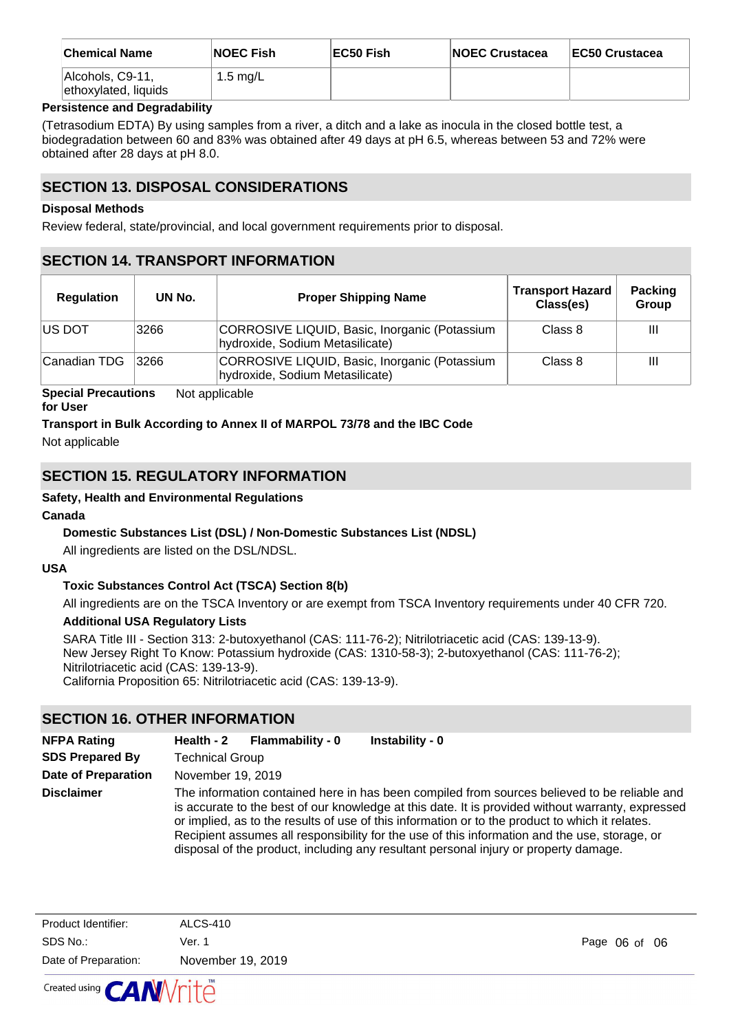| Chemical Name | NOEC Fish | EC50 Fish | NOEC Crustacea | EC50 Crustacea |
| --- | --- | --- | --- | --- |
| Alcohols, C9-11, ethoxylated, liquids | 1.5 mg/L | | | |

**Persistence and Degradability**

(Tetrasodium EDTA) By using samples from a river, a ditch and a lake as inocula in the closed bottle test, a biodegradation between 60 and 83% was obtained after 49 days at pH 6.5, whereas between 53 and 72% were obtained after 28 days at pH 8.0.

## SECTION 13. DISPOSAL CONSIDERATIONS

**Disposal Methods**

Review federal, state/provincial, and local government requirements prior to disposal.

## SECTION 14. TRANSPORT INFORMATION

| Regulation | UN No. | Proper Shipping Name | Transport Hazard Class(es) | Packing Group |
| --- | --- | --- | --- | --- |
| US DOT | 3266 | CORROSIVE LIQUID, Basic, Inorganic (Potassium hydroxide, Sodium Metasilicate) | Class 8 | III |
| Canadian TDG | 3266 | CORROSIVE LIQUID, Basic, Inorganic (Potassium hydroxide, Sodium Metasilicate) | Class 8 | III |

**Special Precautions for User** Not applicable

**Transport in Bulk According to Annex II of MARPOL 73/78 and the IBC Code**

Not applicable

## SECTION 15. REGULATORY INFORMATION

**Safety, Health and Environmental Regulations**

**Canada**

**Domestic Substances List (DSL) / Non-Domestic Substances List (NDSL)**

All ingredients are listed on the DSL/NDSL.

**USA**

**Toxic Substances Control Act (TSCA) Section 8(b)**

All ingredients are on the TSCA Inventory or are exempt from TSCA Inventory requirements under 40 CFR 720.

**Additional USA Regulatory Lists**

SARA Title III - Section 313: 2-butoxyethanol (CAS: 111-76-2); Nitrilotriacetic acid (CAS: 139-13-9).
New Jersey Right To Know: Potassium hydroxide (CAS: 1310-58-3); 2-butoxyethanol (CAS: 111-76-2); Nitrilotriacetic acid (CAS: 139-13-9).
California Proposition 65: Nitrilotriacetic acid (CAS: 139-13-9).

## SECTION 16. OTHER INFORMATION

**NFPA Rating** **Health - 2** **Flammability - 0** **Instability - 0**

**SDS Prepared By** Technical Group

**Date of Preparation** November 19, 2019

**Disclaimer** The information contained here in has been compiled from sources believed to be reliable and is accurate to the best of our knowledge at this date. It is provided without warranty, expressed or implied, as to the results of use of this information or to the product to which it relates. Recipient assumes all responsibility for the use of this information and the use, storage, or disposal of the product, including any resultant personal injury or property damage.

Product Identifier: ALCS-410
SDS No.: Ver. 1
Date of Preparation: November 19, 2019

Created using CANWrite™